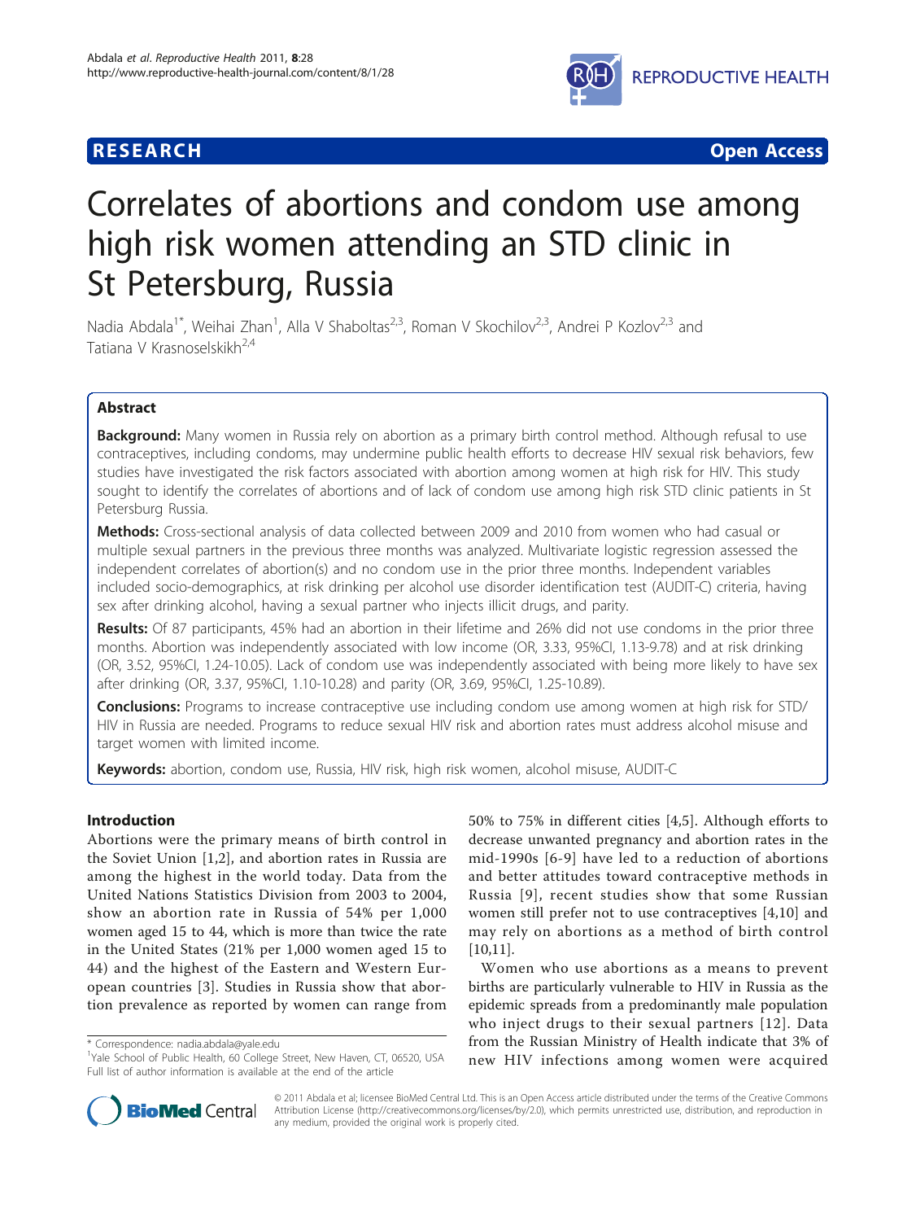**RESEARCH** **Open Access**

# Correlates of abortions and condom use among high risk women attending an STD clinic in St Petersburg, Russia

Nadia Abdala[1*], Weihai Zhan[1], Alla V Shaboltas[2,3], Roman V Skochilov[2,3], Andrei P Kozlov[2,3] and Tatiana V Krasnoselskikh[2,4]

## Abstract

**Background:** Many women in Russia rely on abortion as a primary birth control method. Although refusal to use contraceptives, including condoms, may undermine public health efforts to decrease HIV sexual risk behaviors, few studies have investigated the risk factors associated with abortion among women at high risk for HIV. This study sought to identify the correlates of abortions and of lack of condom use among high risk STD clinic patients in St Petersburg Russia.

**Methods:** Cross-sectional analysis of data collected between 2009 and 2010 from women who had casual or multiple sexual partners in the previous three months was analyzed. Multivariate logistic regression assessed the independent correlates of abortion(s) and no condom use in the prior three months. Independent variables included socio-demographics, at risk drinking per alcohol use disorder identification test (AUDIT-C) criteria, having sex after drinking alcohol, having a sexual partner who injects illicit drugs, and parity.

**Results:** Of 87 participants, 45% had an abortion in their lifetime and 26% did not use condoms in the prior three months. Abortion was independently associated with low income (OR, 3.33, 95%CI, 1.13-9.78) and at risk drinking (OR, 3.52, 95%CI, 1.24-10.05). Lack of condom use was independently associated with being more likely to have sex after drinking (OR, 3.37, 95%CI, 1.10-10.28) and parity (OR, 3.69, 95%CI, 1.25-10.89).

**Conclusions:** Programs to increase contraceptive use including condom use among women at high risk for STD/HIV in Russia are needed. Programs to reduce sexual HIV risk and abortion rates must address alcohol misuse and target women with limited income.

**Keywords:** abortion, condom use, Russia, HIV risk, high risk women, alcohol misuse, AUDIT-C

## Introduction

Abortions were the primary means of birth control in the Soviet Union [1,2], and abortion rates in Russia are among the highest in the world today. Data from the United Nations Statistics Division from 2003 to 2004, show an abortion rate in Russia of 54% per 1,000 women aged 15 to 44, which is more than twice the rate in the United States (21% per 1,000 women aged 15 to 44) and the highest of the Eastern and Western European countries [3]. Studies in Russia show that abortion prevalence as reported by women can range from 50% to 75% in different cities [4,5]. Although efforts to decrease unwanted pregnancy and abortion rates in the mid-1990s [6-9] have led to a reduction of abortions and better attitudes toward contraceptive methods in Russia [9], recent studies show that some Russian women still prefer not to use contraceptives [4,10] and may rely on abortions as a method of birth control [10,11].

Women who use abortions as a means to prevent births are particularly vulnerable to HIV in Russia as the epidemic spreads from a predominantly male population who inject drugs to their sexual partners [12]. Data from the Russian Ministry of Health indicate that 3% of new HIV infections among women were acquired

\* Correspondence: nadia.abdala@yale.edu
[1]Yale School of Public Health, 60 College Street, New Haven, CT, 06520, USA
Full list of author information is available at the end of the article

© 2011 Abdala et al; licensee BioMed Central Ltd. This is an Open Access article distributed under the terms of the Creative Commons Attribution License (http://creativecommons.org/licenses/by/2.0), which permits unrestricted use, distribution, and reproduction in any medium, provided the original work is properly cited.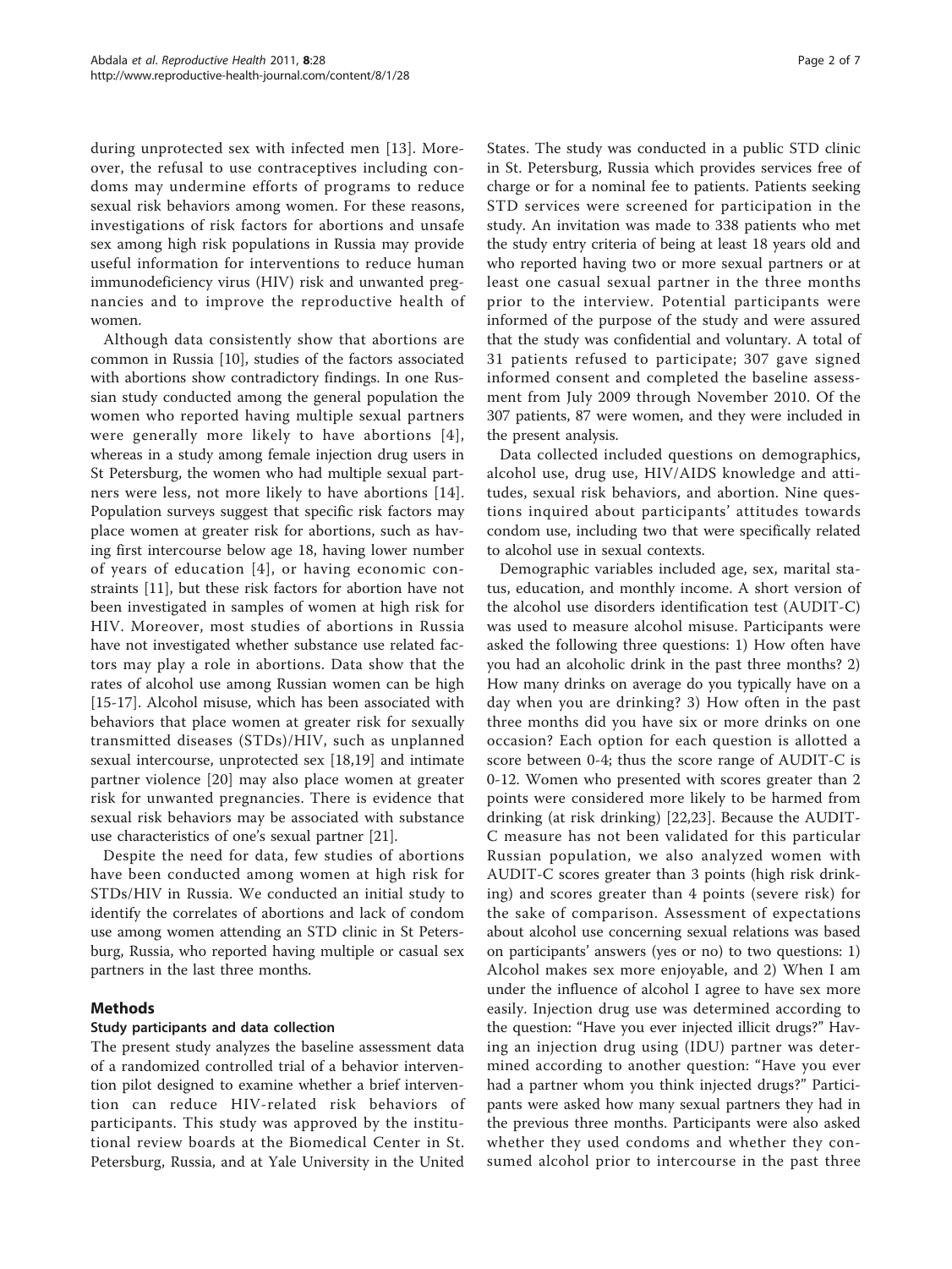during unprotected sex with infected men [13]. Moreover, the refusal to use contraceptives including condoms may undermine efforts of programs to reduce sexual risk behaviors among women. For these reasons, investigations of risk factors for abortions and unsafe sex among high risk populations in Russia may provide useful information for interventions to reduce human immunodeficiency virus (HIV) risk and unwanted pregnancies and to improve the reproductive health of women.

Although data consistently show that abortions are common in Russia [10], studies of the factors associated with abortions show contradictory findings. In one Russian study conducted among the general population the women who reported having multiple sexual partners were generally more likely to have abortions [4], whereas in a study among female injection drug users in St Petersburg, the women who had multiple sexual partners were less, not more likely to have abortions [14]. Population surveys suggest that specific risk factors may place women at greater risk for abortions, such as having first intercourse below age 18, having lower number of years of education [4], or having economic constraints [11], but these risk factors for abortion have not been investigated in samples of women at high risk for HIV. Moreover, most studies of abortions in Russia have not investigated whether substance use related factors may play a role in abortions. Data show that the rates of alcohol use among Russian women can be high [15-17]. Alcohol misuse, which has been associated with behaviors that place women at greater risk for sexually transmitted diseases (STDs)/HIV, such as unplanned sexual intercourse, unprotected sex [18,19] and intimate partner violence [20] may also place women at greater risk for unwanted pregnancies. There is evidence that sexual risk behaviors may be associated with substance use characteristics of one's sexual partner [21].

Despite the need for data, few studies of abortions have been conducted among women at high risk for STDs/HIV in Russia. We conducted an initial study to identify the correlates of abortions and lack of condom use among women attending an STD clinic in St Petersburg, Russia, who reported having multiple or casual sex partners in the last three months.

## Methods

### Study participants and data collection

The present study analyzes the baseline assessment data of a randomized controlled trial of a behavior intervention pilot designed to examine whether a brief intervention can reduce HIV-related risk behaviors of participants. This study was approved by the institutional review boards at the Biomedical Center in St. Petersburg, Russia, and at Yale University in the United States. The study was conducted in a public STD clinic in St. Petersburg, Russia which provides services free of charge or for a nominal fee to patients. Patients seeking STD services were screened for participation in the study. An invitation was made to 338 patients who met the study entry criteria of being at least 18 years old and who reported having two or more sexual partners or at least one casual sexual partner in the three months prior to the interview. Potential participants were informed of the purpose of the study and were assured that the study was confidential and voluntary. A total of 31 patients refused to participate; 307 gave signed informed consent and completed the baseline assessment from July 2009 through November 2010. Of the 307 patients, 87 were women, and they were included in the present analysis.

Data collected included questions on demographics, alcohol use, drug use, HIV/AIDS knowledge and attitudes, sexual risk behaviors, and abortion. Nine questions inquired about participants' attitudes towards condom use, including two that were specifically related to alcohol use in sexual contexts.

Demographic variables included age, sex, marital status, education, and monthly income. A short version of the alcohol use disorders identification test (AUDIT-C) was used to measure alcohol misuse. Participants were asked the following three questions: 1) How often have you had an alcoholic drink in the past three months? 2) How many drinks on average do you typically have on a day when you are drinking? 3) How often in the past three months did you have six or more drinks on one occasion? Each option for each question is allotted a score between 0-4; thus the score range of AUDIT-C is 0-12. Women who presented with scores greater than 2 points were considered more likely to be harmed from drinking (at risk drinking) [22,23]. Because the AUDIT-C measure has not been validated for this particular Russian population, we also analyzed women with AUDIT-C scores greater than 3 points (high risk drinking) and scores greater than 4 points (severe risk) for the sake of comparison. Assessment of expectations about alcohol use concerning sexual relations was based on participants' answers (yes or no) to two questions: 1) Alcohol makes sex more enjoyable, and 2) When I am under the influence of alcohol I agree to have sex more easily. Injection drug use was determined according to the question: "Have you ever injected illicit drugs?" Having an injection drug using (IDU) partner was determined according to another question: "Have you ever had a partner whom you think injected drugs?" Participants were asked how many sexual partners they had in the previous three months. Participants were also asked whether they used condoms and whether they consumed alcohol prior to intercourse in the past three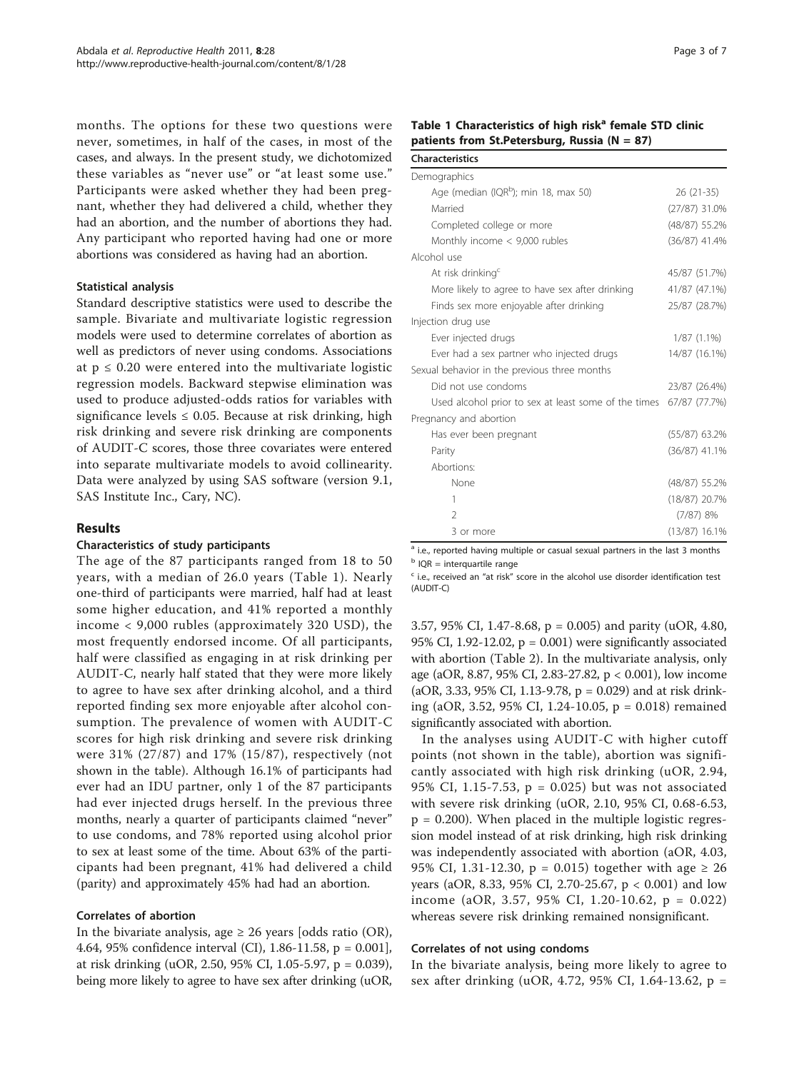months. The options for these two questions were never, sometimes, in half of the cases, in most of the cases, and always. In the present study, we dichotomized these variables as "never use" or "at least some use." Participants were asked whether they had been pregnant, whether they had delivered a child, whether they had an abortion, and the number of abortions they had. Any participant who reported having had one or more abortions was considered as having had an abortion.

### Statistical analysis

Standard descriptive statistics were used to describe the sample. Bivariate and multivariate logistic regression models were used to determine correlates of abortion as well as predictors of never using condoms. Associations at $p \leq 0.20$ were entered into the multivariate logistic regression models. Backward stepwise elimination was used to produce adjusted-odds ratios for variables with significance levels $\leq 0.05$. Because at risk drinking, high risk drinking and severe risk drinking are components of AUDIT-C scores, those three covariates were entered into separate multivariate models to avoid collinearity. Data were analyzed by using SAS software (version 9.1, SAS Institute Inc., Cary, NC).

## Results

### Characteristics of study participants

The age of the 87 participants ranged from 18 to 50 years, with a median of 26.0 years (Table 1). Nearly one-third of participants were married, half had at least some higher education, and 41% reported a monthly income < 9,000 rubles (approximately 320 USD), the most frequently endorsed income. Of all participants, half were classified as engaging in at risk drinking per AUDIT-C, nearly half stated that they were more likely to agree to have sex after drinking alcohol, and a third reported finding sex more enjoyable after alcohol consumption. The prevalence of women with AUDIT-C scores for high risk drinking and severe risk drinking were 31% (27/87) and 17% (15/87), respectively (not shown in the table). Although 16.1% of participants had ever had an IDU partner, only 1 of the 87 participants had ever injected drugs herself. In the previous three months, nearly a quarter of participants claimed "never" to use condoms, and 78% reported using alcohol prior to sex at least some of the time. About 63% of the participants had been pregnant, 41% had delivered a child (parity) and approximately 45% had had an abortion.

### Correlates of abortion

In the bivariate analysis, age ≥ 26 years [odds ratio (OR), 4.64, 95% confidence interval (CI), 1.86-11.58, p = 0.001], at risk drinking (uOR, 2.50, 95% CI, 1.05-5.97, p = 0.039), being more likely to agree to have sex after drinking (uOR, 3.57, 95% CI, 1.47-8.68, p = 0.005) and parity (uOR, 4.80, 95% CI, 1.92-12.02, p = 0.001) were significantly associated with abortion (Table 2). In the multivariate analysis, only age (aOR, 8.87, 95% CI, 2.83-27.82, p < 0.001), low income (aOR, 3.33, 95% CI, 1.13-9.78, p = 0.029) and at risk drinking (aOR, 3.52, 95% CI, 1.24-10.05, p = 0.018) remained significantly associated with abortion.

In the analyses using AUDIT-C with higher cutoff points (not shown in the table), abortion was significantly associated with high risk drinking (uOR, 2.94, 95% CI, 1.15-7.53, p = 0.025) but was not associated with severe risk drinking (uOR, 2.10, 95% CI, 0.68-6.53, p = 0.200). When placed in the multiple logistic regression model instead of at risk drinking, high risk drinking was independently associated with abortion (aOR, 4.03, 95% CI, 1.31-12.30, p = 0.015) together with age ≥ 26 years (aOR, 8.33, 95% CI, 2.70-25.67, p < 0.001) and low income (aOR, 3.57, 95% CI, 1.20-10.62, p = 0.022) whereas severe risk drinking remained nonsignificant.

### Correlates of not using condoms

In the bivariate analysis, being more likely to agree to sex after drinking (uOR, 4.72, 95% CI, 1.64-13.62, p =

**Table 1 Characteristics of high risk[a] female STD clinic patients from St.Petersburg, Russia (N = 87)**

| Characteristics | |
|---|---|
| Demographics | |
| Age (median (IQR[b]); min 18, max 50) | 26 (21-35) |
| Married | (27/87) 31.0% |
| Completed college or more | (48/87) 55.2% |
| Monthly income < 9,000 rubles | (36/87) 41.4% |
| Alcohol use | |
| At risk drinking[c] | 45/87 (51.7%) |
| More likely to agree to have sex after drinking | 41/87 (47.1%) |
| Finds sex more enjoyable after drinking | 25/87 (28.7%) |
| Injection drug use | |
| Ever injected drugs | 1/87 (1.1%) |
| Ever had a sex partner who injected drugs | 14/87 (16.1%) |
| Sexual behavior in the previous three months | |
| Did not use condoms | 23/87 (26.4%) |
| Used alcohol prior to sex at least some of the times | 67/87 (77.7%) |
| Pregnancy and abortion | |
| Has ever been pregnant | (55/87) 63.2% |
| Parity | (36/87) 41.1% |
| Abortions: | |
| None | (48/87) 55.2% |
| 1 | (18/87) 20.7% |
| 2 | (7/87) 8% |
| 3 or more | (13/87) 16.1% |

[a] i.e., reported having multiple or casual sexual partners in the last 3 months
[b] IQR = interquartile range
[c] i.e., received an "at risk" score in the alcohol use disorder identification test (AUDIT-C)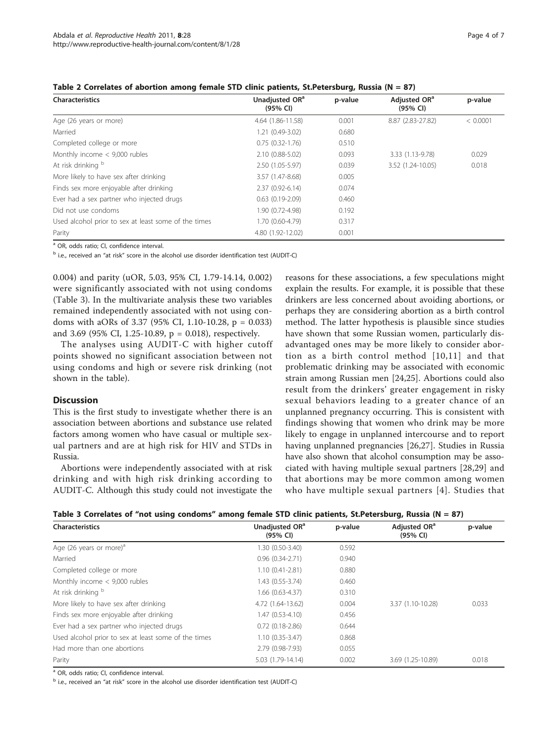**Table 2 Correlates of abortion among female STD clinic patients, St.Petersburg, Russia (N = 87)**

| Characteristics | Unadjusted OR[a] (95% CI) | p-value | Adjusted OR[a] (95% CI) | p-value |
|---|---|---|---|---|
| Age (26 years or more) | 4.64 (1.86-11.58) | 0.001 | 8.87 (2.83-27.82) | < 0.0001 |
| Married | 1.21 (0.49-3.02) | 0.680 | | |
| Completed college or more | 0.75 (0.32-1.76) | 0.510 | | |
| Monthly income < 9,000 rubles | 2.10 (0.88-5.02) | 0.093 | 3.33 (1.13-9.78) | 0.029 |
| At risk drinking [b] | 2.50 (1.05-5.97) | 0.039 | 3.52 (1.24-10.05) | 0.018 |
| More likely to have sex after drinking | 3.57 (1.47-8.68) | 0.005 | | |
| Finds sex more enjoyable after drinking | 2.37 (0.92-6.14) | 0.074 | | |
| Ever had a sex partner who injected drugs | 0.63 (0.19-2.09) | 0.460 | | |
| Did not use condoms | 1.90 (0.72-4.98) | 0.192 | | |
| Used alcohol prior to sex at least some of the times | 1.70 (0.60-4.79) | 0.317 | | |
| Parity | 4.80 (1.92-12.02) | 0.001 | | |

[a] OR, odds ratio; CI, confidence interval.

[b] i.e., received an "at risk" score in the alcohol use disorder identification test (AUDIT-C)

0.004) and parity (uOR, 5.03, 95% CI, 1.79-14.14, 0.002) were significantly associated with not using condoms (Table 3). In the multivariate analysis these two variables remained independently associated with not using condoms with aORs of 3.37 (95% CI, 1.10-10.28, p = 0.033) and 3.69 (95% CI, 1.25-10.89, p = 0.018), respectively.

The analyses using AUDIT-C with higher cutoff points showed no significant association between not using condoms and high or severe risk drinking (not shown in the table).

## Discussion

This is the first study to investigate whether there is an association between abortions and substance use related factors among women who have casual or multiple sexual partners and are at high risk for HIV and STDs in Russia.

Abortions were independently associated with at risk drinking and with high risk drinking according to AUDIT-C. Although this study could not investigate the reasons for these associations, a few speculations might explain the results. For example, it is possible that these drinkers are less concerned about avoiding abortions, or perhaps they are considering abortion as a birth control method. The latter hypothesis is plausible since studies have shown that some Russian women, particularly disadvantaged ones may be more likely to consider abortion as a birth control method [10,11] and that problematic drinking may be associated with economic strain among Russian men [24,25]. Abortions could also result from the drinkers' greater engagement in risky sexual behaviors leading to a greater chance of an unplanned pregnancy occurring. This is consistent with findings showing that women who drink may be more likely to engage in unplanned intercourse and to report having unplanned pregnancies [26,27]. Studies in Russia have also shown that alcohol consumption may be associated with having multiple sexual partners [28,29] and that abortions may be more common among women who have multiple sexual partners [4]. Studies that

**Table 3 Correlates of "not using condoms" among female STD clinic patients, St.Petersburg, Russia (N = 87)**

| Characteristics | Unadjusted OR[a] (95% CI) | p-value | Adjusted OR[a] (95% CI) | p-value |
|---|---|---|---|---|
| Age (26 years or more)[a] | 1.30 (0.50-3.40) | 0.592 | | |
| Married | 0.96 (0.34-2.71) | 0.940 | | |
| Completed college or more | 1.10 (0.41-2.81) | 0.880 | | |
| Monthly income < 9,000 rubles | 1.43 (0.55-3.74) | 0.460 | | |
| At risk drinking [b] | 1.66 (0.63-4.37) | 0.310 | | |
| More likely to have sex after drinking | 4.72 (1.64-13.62) | 0.004 | 3.37 (1.10-10.28) | 0.033 |
| Finds sex more enjoyable after drinking | 1.47 (0.53-4.10) | 0.456 | | |
| Ever had a sex partner who injected drugs | 0.72 (0.18-2.86) | 0.644 | | |
| Used alcohol prior to sex at least some of the times | 1.10 (0.35-3.47) | 0.868 | | |
| Had more than one abortions | 2.79 (0.98-7.93) | 0.055 | | |
| Parity | 5.03 (1.79-14.14) | 0.002 | 3.69 (1.25-10.89) | 0.018 |

[a] OR, odds ratio; CI, confidence interval.

[b] i.e., received an "at risk" score in the alcohol use disorder identification test (AUDIT-C)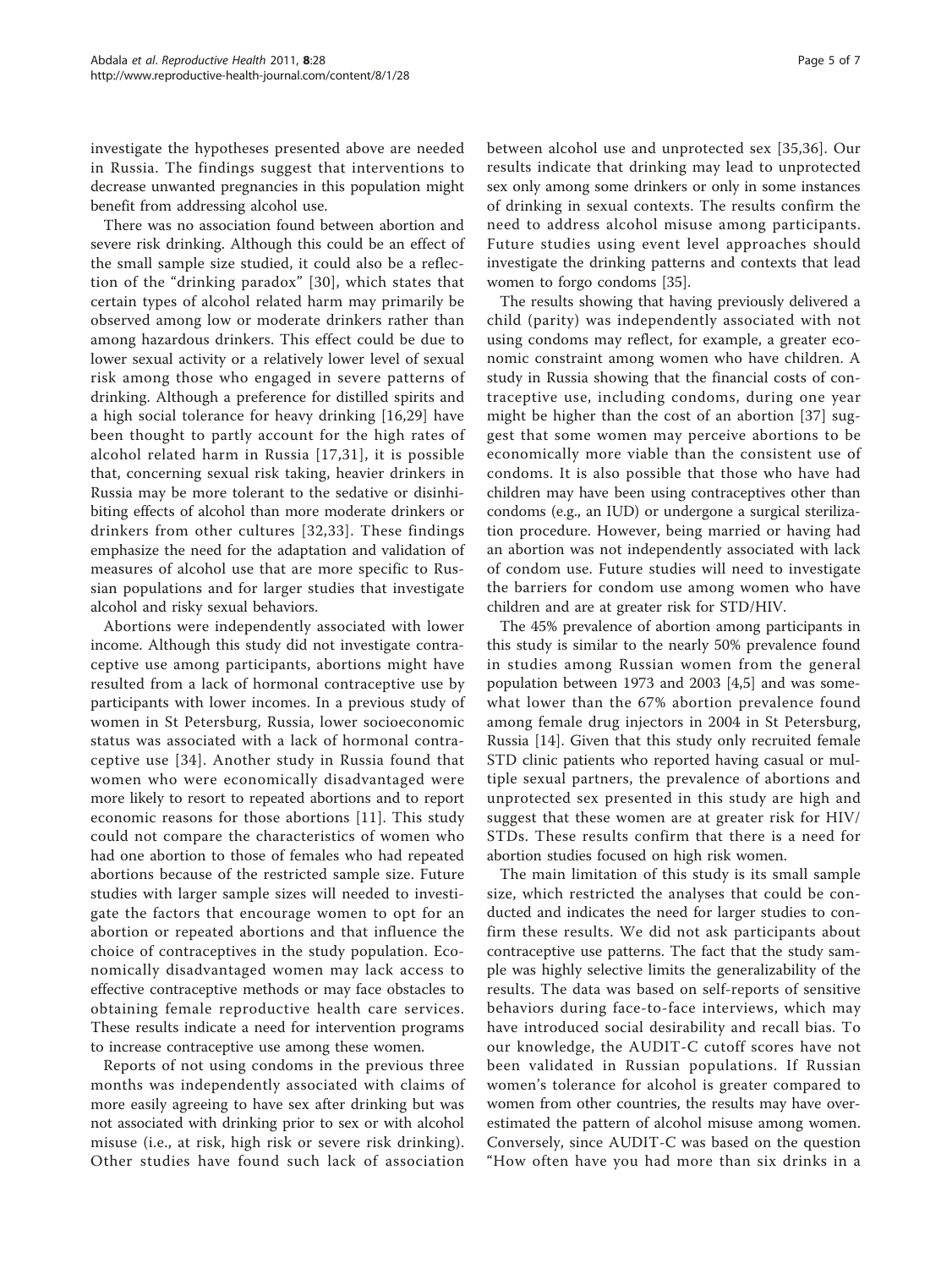investigate the hypotheses presented above are needed in Russia. The findings suggest that interventions to decrease unwanted pregnancies in this population might benefit from addressing alcohol use.

There was no association found between abortion and severe risk drinking. Although this could be an effect of the small sample size studied, it could also be a reflection of the "drinking paradox" [30], which states that certain types of alcohol related harm may primarily be observed among low or moderate drinkers rather than among hazardous drinkers. This effect could be due to lower sexual activity or a relatively lower level of sexual risk among those who engaged in severe patterns of drinking. Although a preference for distilled spirits and a high social tolerance for heavy drinking [16,29] have been thought to partly account for the high rates of alcohol related harm in Russia [17,31], it is possible that, concerning sexual risk taking, heavier drinkers in Russia may be more tolerant to the sedative or disinhibiting effects of alcohol than more moderate drinkers or drinkers from other cultures [32,33]. These findings emphasize the need for the adaptation and validation of measures of alcohol use that are more specific to Russian populations and for larger studies that investigate alcohol and risky sexual behaviors.

Abortions were independently associated with lower income. Although this study did not investigate contraceptive use among participants, abortions might have resulted from a lack of hormonal contraceptive use by participants with lower incomes. In a previous study of women in St Petersburg, Russia, lower socioeconomic status was associated with a lack of hormonal contraceptive use [34]. Another study in Russia found that women who were economically disadvantaged were more likely to resort to repeated abortions and to report economic reasons for those abortions [11]. This study could not compare the characteristics of women who had one abortion to those of females who had repeated abortions because of the restricted sample size. Future studies with larger sample sizes will needed to investigate the factors that encourage women to opt for an abortion or repeated abortions and that influence the choice of contraceptives in the study population. Economically disadvantaged women may lack access to effective contraceptive methods or may face obstacles to obtaining female reproductive health care services. These results indicate a need for intervention programs to increase contraceptive use among these women.

Reports of not using condoms in the previous three months was independently associated with claims of more easily agreeing to have sex after drinking but was not associated with drinking prior to sex or with alcohol misuse (i.e., at risk, high risk or severe risk drinking). Other studies have found such lack of association between alcohol use and unprotected sex [35,36]. Our results indicate that drinking may lead to unprotected sex only among some drinkers or only in some instances of drinking in sexual contexts. The results confirm the need to address alcohol misuse among participants. Future studies using event level approaches should investigate the drinking patterns and contexts that lead women to forgo condoms [35].

The results showing that having previously delivered a child (parity) was independently associated with not using condoms may reflect, for example, a greater economic constraint among women who have children. A study in Russia showing that the financial costs of contraceptive use, including condoms, during one year might be higher than the cost of an abortion [37] suggest that some women may perceive abortions to be economically more viable than the consistent use of condoms. It is also possible that those who have had children may have been using contraceptives other than condoms (e.g., an IUD) or undergone a surgical sterilization procedure. However, being married or having had an abortion was not independently associated with lack of condom use. Future studies will need to investigate the barriers for condom use among women who have children and are at greater risk for STD/HIV.

The 45% prevalence of abortion among participants in this study is similar to the nearly 50% prevalence found in studies among Russian women from the general population between 1973 and 2003 [4,5] and was somewhat lower than the 67% abortion prevalence found among female drug injectors in 2004 in St Petersburg, Russia [14]. Given that this study only recruited female STD clinic patients who reported having casual or multiple sexual partners, the prevalence of abortions and unprotected sex presented in this study are high and suggest that these women are at greater risk for HIV/STDs. These results confirm that there is a need for abortion studies focused on high risk women.

The main limitation of this study is its small sample size, which restricted the analyses that could be conducted and indicates the need for larger studies to confirm these results. We did not ask participants about contraceptive use patterns. The fact that the study sample was highly selective limits the generalizability of the results. The data was based on self-reports of sensitive behaviors during face-to-face interviews, which may have introduced social desirability and recall bias. To our knowledge, the AUDIT-C cutoff scores have not been validated in Russian populations. If Russian women's tolerance for alcohol is greater compared to women from other countries, the results may have overestimated the pattern of alcohol misuse among women. Conversely, since AUDIT-C was based on the question "How often have you had more than six drinks in a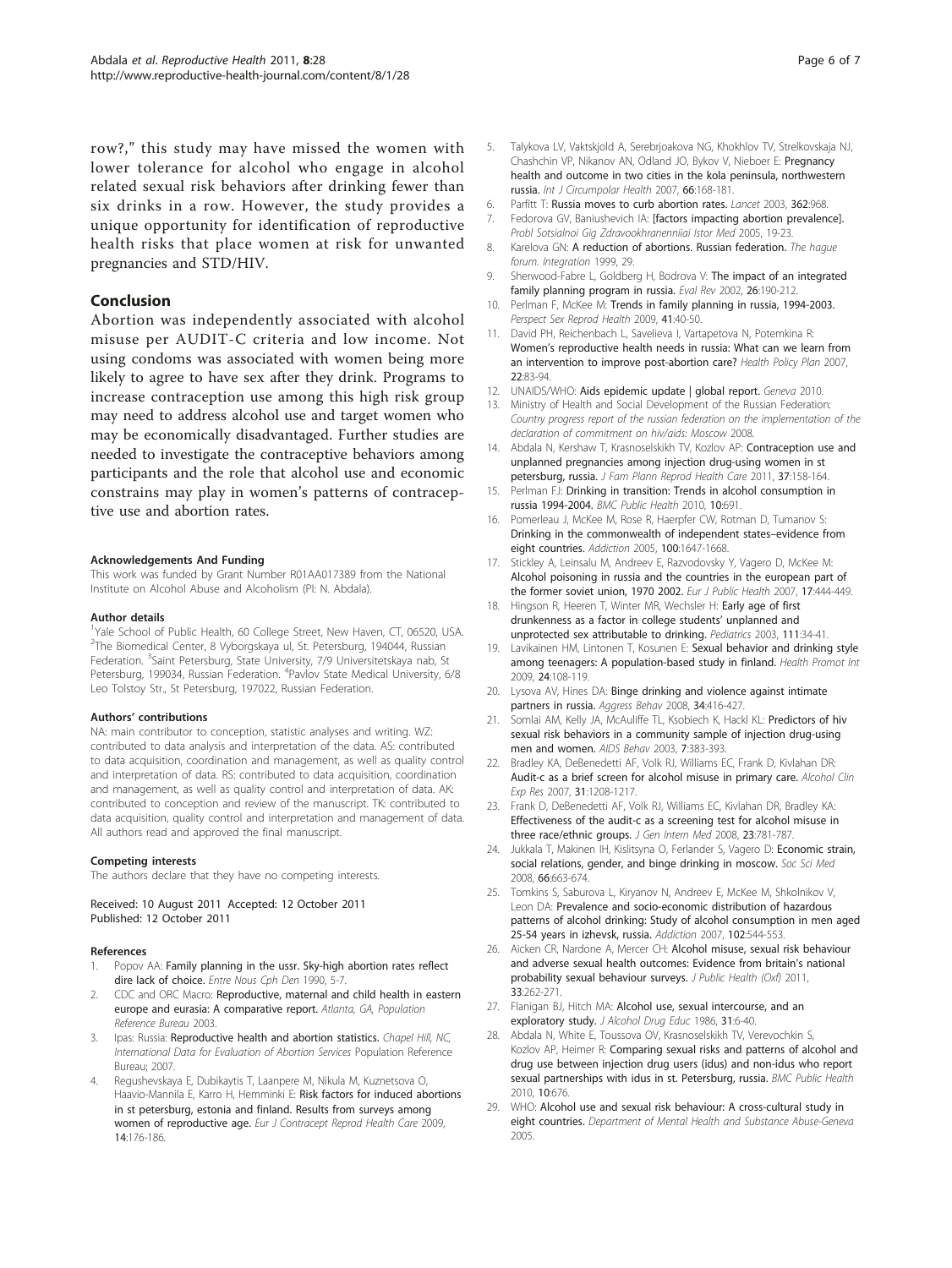row?," this study may have missed the women with lower tolerance for alcohol who engage in alcohol related sexual risk behaviors after drinking fewer than six drinks in a row. However, the study provides a unique opportunity for identification of reproductive health risks that place women at risk for unwanted pregnancies and STD/HIV.

## Conclusion

Abortion was independently associated with alcohol misuse per AUDIT-C criteria and low income. Not using condoms was associated with women being more likely to agree to have sex after they drink. Programs to increase contraception use among this high risk group may need to address alcohol use and target women who may be economically disadvantaged. Further studies are needed to investigate the contraceptive behaviors among participants and the role that alcohol use and economic constrains may play in women's patterns of contraceptive use and abortion rates.

#### Acknowledgements And Funding

This work was funded by Grant Number R01AA017389 from the National Institute on Alcohol Abuse and Alcoholism (PI: N. Abdala).

#### Author details

[1]Yale School of Public Health, 60 College Street, New Haven, CT, 06520, USA. [2]The Biomedical Center, 8 Vyborgskaya ul, St. Petersburg, 194044, Russian Federation. [3]Saint Petersburg, State University, 7/9 Universitetskaya nab, St Petersburg, 199034, Russian Federation. [4]Pavlov State Medical University, 6/8 Leo Tolstoy Str., St Petersburg, 197022, Russian Federation.

#### Authors' contributions

NA: main contributor to conception, statistic analyses and writing. WZ: contributed to data analysis and interpretation of the data. AS: contributed to data acquisition, coordination and management, as well as quality control and interpretation of data. RS: contributed to data acquisition, coordination and management, as well as quality control and interpretation of data. AK: contributed to conception and review of the manuscript. TK: contributed to data acquisition, quality control and interpretation and management of data. All authors read and approved the final manuscript.

#### Competing interests

The authors declare that they have no competing interests.

Received: 10 August 2011 Accepted: 12 October 2011
Published: 12 October 2011

#### References

1. Popov AA: **Family planning in the ussr. Sky-high abortion rates reflect dire lack of choice.** *Entre Nous Cph Den* 1990, 5-7.
2. CDC and ORC Macro: **Reproductive, maternal and child health in eastern europe and eurasia: A comparative report.** *Atlanta, GA, Population Reference Bureau* 2003.
3. Ipas: Russia: **Reproductive health and abortion statistics.** *Chapel Hill, NC, International Data for Evaluation of Abortion Services* Population Reference Bureau; 2007.
4. Regushevskaya E, Dubikaytis T, Laanpere M, Nikula M, Kuznetsova O, Haavio-Mannila E, Karro H, Hemminki E: **Risk factors for induced abortions in st petersburg, estonia and finland. Results from surveys among women of reproductive age.** *Eur J Contracept Reprod Health Care* 2009, **14**:176-186.
5. Talykova LV, Vaktskjold A, Serebrjoakova NG, Khokhlov TV, Strelkovskaja NJ, Chashchin VP, Nikanov AN, Odland JO, Bykov V, Nieboer E: **Pregnancy health and outcome in two cities in the kola peninsula, northwestern russia.** *Int J Circumpolar Health* 2007, **66**:168-181.
6. Parfitt T: **Russia moves to curb abortion rates.** *Lancet* 2003, **362**:968.
7. Fedorova GV, Baniushevich IA: **[factors impacting abortion prevalence].** *Probl Sotsialnoi Gig Zdravookhranenniiai Istor Med* 2005, 19-23.
8. Karelova GN: **A reduction of abortions. Russian federation.** *The hague forum. Integration* 1999, 29.
9. Sherwood-Fabre L, Goldberg H, Bodrova V: **The impact of an integrated family planning program in russia.** *Eval Rev* 2002, **26**:190-212.
10. Perlman F, McKee M: **Trends in family planning in russia, 1994-2003.** *Perspect Sex Reprod Health* 2009, **41**:40-50.
11. David PH, Reichenbach L, Savelieva I, Vartapetova N, Potemkina R: **Women's reproductive health needs in russia: What can we learn from an intervention to improve post-abortion care?** *Health Policy Plan* 2007, **22**:83-94.
12. UNAIDS/WHO: **Aids epidemic update | global report.** *Geneva* 2010.
13. Ministry of Health and Social Development of the Russian Federation: *Country progress report of the russian federation on the implementation of the declaration of commitment on hiv/aids: Moscow* 2008.
14. Abdala N, Kershaw T, Krasnoselskikh TV, Kozlov AP: **Contraception use and unplanned pregnancies among injection drug-using women in st petersburg, russia.** *J Fam Plann Reprod Health Care* 2011, **37**:158-164.
15. Perlman FJ: **Drinking in transition: Trends in alcohol consumption in russia 1994-2004.** *BMC Public Health* 2010, **10**:691.
16. Pomerleau J, McKee M, Rose R, Haerpfer CW, Rotman D, Tumanov S: **Drinking in the commonwealth of independent states–evidence from eight countries.** *Addiction* 2005, **100**:1647-1668.
17. Stickley A, Leinsalu M, Andreev E, Razvodovsky Y, Vagero D, McKee M: **Alcohol poisoning in russia and the countries in the european part of the former soviet union, 1970 2002.** *Eur J Public Health* 2007, **17**:444-449.
18. Hingson R, Heeren T, Winter MR, Wechsler H: **Early age of first drunkenness as a factor in college students' unplanned and unprotected sex attributable to drinking.** *Pediatrics* 2003, **111**:34-41.
19. Lavikainen HM, Lintonen T, Kosunen E: **Sexual behavior and drinking style among teenagers: A population-based study in finland.** *Health Promot Int* 2009, **24**:108-119.
20. Lysova AV, Hines DA: **Binge drinking and violence against intimate partners in russia.** *Aggress Behav* 2008, **34**:416-427.
21. Somlai AM, Kelly JA, McAuliffe TL, Ksobiech K, Hackl KL: **Predictors of hiv sexual risk behaviors in a community sample of injection drug-using men and women.** *AIDS Behav* 2003, **7**:383-393.
22. Bradley KA, DeBenedetti AF, Volk RJ, Williams EC, Frank D, Kivlahan DR: **Audit-c as a brief screen for alcohol misuse in primary care.** *Alcohol Clin Exp Res* 2007, **31**:1208-1217.
23. Frank D, DeBenedetti AF, Volk RJ, Williams EC, Kivlahan DR, Bradley KA: **Effectiveness of the audit-c as a screening test for alcohol misuse in three race/ethnic groups.** *J Gen Intern Med* 2008, **23**:781-787.
24. Jukkala T, Makinen IH, Kislitsyna O, Ferlander S, Vagero D: **Economic strain, social relations, gender, and binge drinking in moscow.** *Soc Sci Med* 2008, **66**:663-674.
25. Tomkins S, Saburova L, Kiryanov N, Andreev E, McKee M, Shkolnikov V, Leon DA: **Prevalence and socio-economic distribution of hazardous patterns of alcohol drinking: Study of alcohol consumption in men aged 25-54 years in izhevsk, russia.** *Addiction* 2007, **102**:544-553.
26. Aicken CR, Nardone A, Mercer CH: **Alcohol misuse, sexual risk behaviour and adverse sexual health outcomes: Evidence from britain's national probability sexual behaviour surveys.** *J Public Health (Oxf)* 2011, **33**:262-271.
27. Flanigan BJ, Hitch MA: **Alcohol use, sexual intercourse, and an exploratory study.** *J Alcohol Drug Educ* 1986, **31**:6-40.
28. Abdala N, White E, Toussova OV, Krasnoselskikh TV, Verevochkin S, Kozlov AP, Heimer R: **Comparing sexual risks and patterns of alcohol and drug use between injection drug users (idus) and non-idus who report sexual partnerships with idus in st. Petersburg, russia.** *BMC Public Health* 2010, **10**:676.
29. WHO: **Alcohol use and sexual risk behaviour: A cross-cultural study in eight countries.** *Department of Mental Health and Substance Abuse-Geneva* 2005.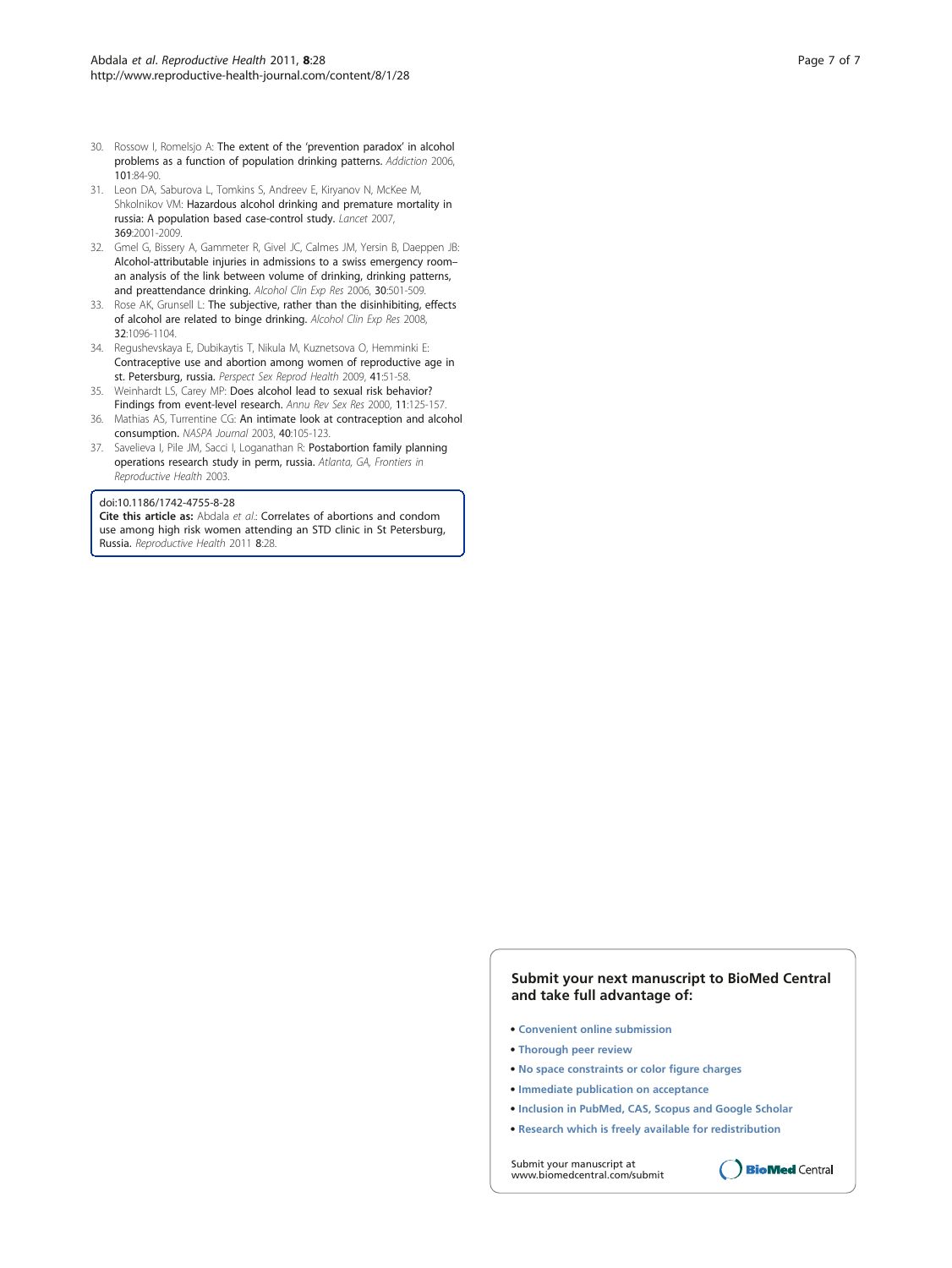30. Rossow I, Romelsjo A: **The extent of the 'prevention paradox' in alcohol problems as a function of population drinking patterns.** *Addiction* 2006, **101**:84-90.
31. Leon DA, Saburova L, Tomkins S, Andreev E, Kiryanov N, McKee M, Shkolnikov VM: **Hazardous alcohol drinking and premature mortality in russia: A population based case-control study.** *Lancet* 2007, **369**:2001-2009.
32. Gmel G, Bissery A, Gammeter R, Givel JC, Calmes JM, Yersin B, Daeppen JB: **Alcohol-attributable injuries in admissions to a swiss emergency room–an analysis of the link between volume of drinking, drinking patterns, and preattendance drinking.** *Alcohol Clin Exp Res* 2006, **30**:501-509.
33. Rose AK, Grunsell L: **The subjective, rather than the disinhibiting, effects of alcohol are related to binge drinking.** *Alcohol Clin Exp Res* 2008, **32**:1096-1104.
34. Regushevskaya E, Dubikaytis T, Nikula M, Kuznetsova O, Hemminki E: **Contraceptive use and abortion among women of reproductive age in st. Petersburg, russia.** *Perspect Sex Reprod Health* 2009, **41**:51-58.
35. Weinhardt LS, Carey MP: **Does alcohol lead to sexual risk behavior? Findings from event-level research.** *Annu Rev Sex Res* 2000, **11**:125-157.
36. Mathias AS, Turrentine CG: **An intimate look at contraception and alcohol consumption.** *NASPA Journal* 2003, **40**:105-123.
37. Savelieva I, Pile JM, Sacci I, Loganathan R: **Postabortion family planning operations research study in perm, russia.** *Atlanta, GA, Frontiers in Reproductive Health* 2003.

doi:10.1186/1742-4755-8-28

**Cite this article as:** Abdala *et al.*: Correlates of abortions and condom use among high risk women attending an STD clinic in St Petersburg, Russia. *Reproductive Health* 2011 **8**:28.